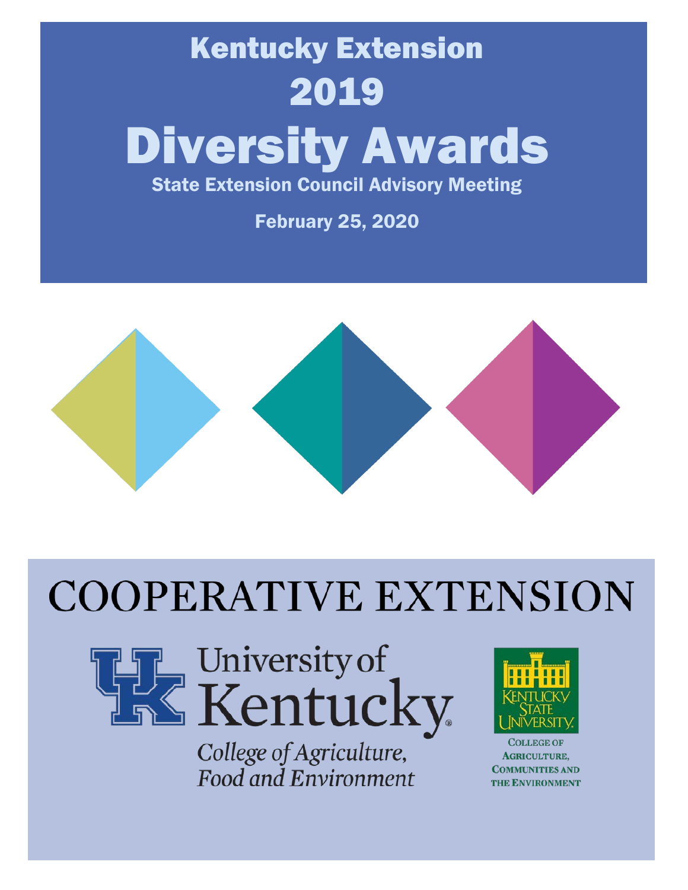# Kentucky Extension

# 2019

# Diversity Awards

**State Extension Council Advisory Meeting**

**February 25, 2020**

COOPERATIVE EXTENSION

University of Kentucky

College of Agriculture, Food and Environment

Kentucky State University

College of Agriculture, Communities and the Environment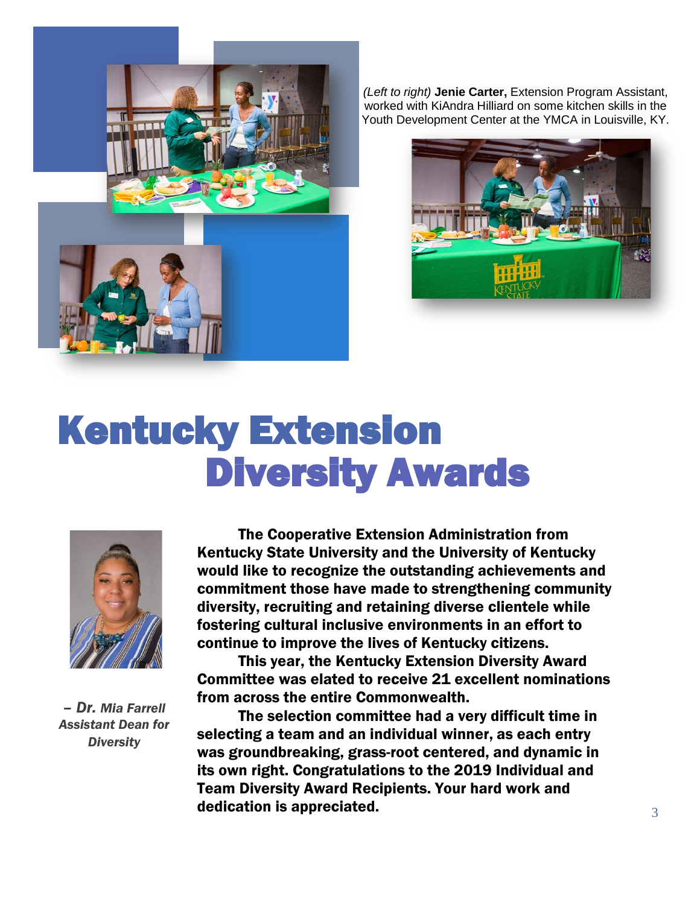*(Left to right)* **Jenie Carter,** Extension Program Assistant, worked with KiAndra Hilliard on some kitchen skills in the Youth Development Center at the YMCA in Louisville, KY.

# Kentucky Extension Diversity Awards

***– Dr. Mia Farrell***
***Assistant Dean for Diversity***

**The Cooperative Extension Administration from Kentucky State University and the University of Kentucky would like to recognize the outstanding achievements and commitment those have made to strengthening community diversity, recruiting and retaining diverse clientele while fostering cultural inclusive environments in an effort to continue to improve the lives of Kentucky citizens.**

**This year, the Kentucky Extension Diversity Award Committee was elated to receive 21 excellent nominations from across the entire Commonwealth.**

**The selection committee had a very difficult time in selecting a team and an individual winner, as each entry was groundbreaking, grass-root centered, and dynamic in its own right. Congratulations to the 2019 Individual and Team Diversity Award Recipients. Your hard work and dedication is appreciated.**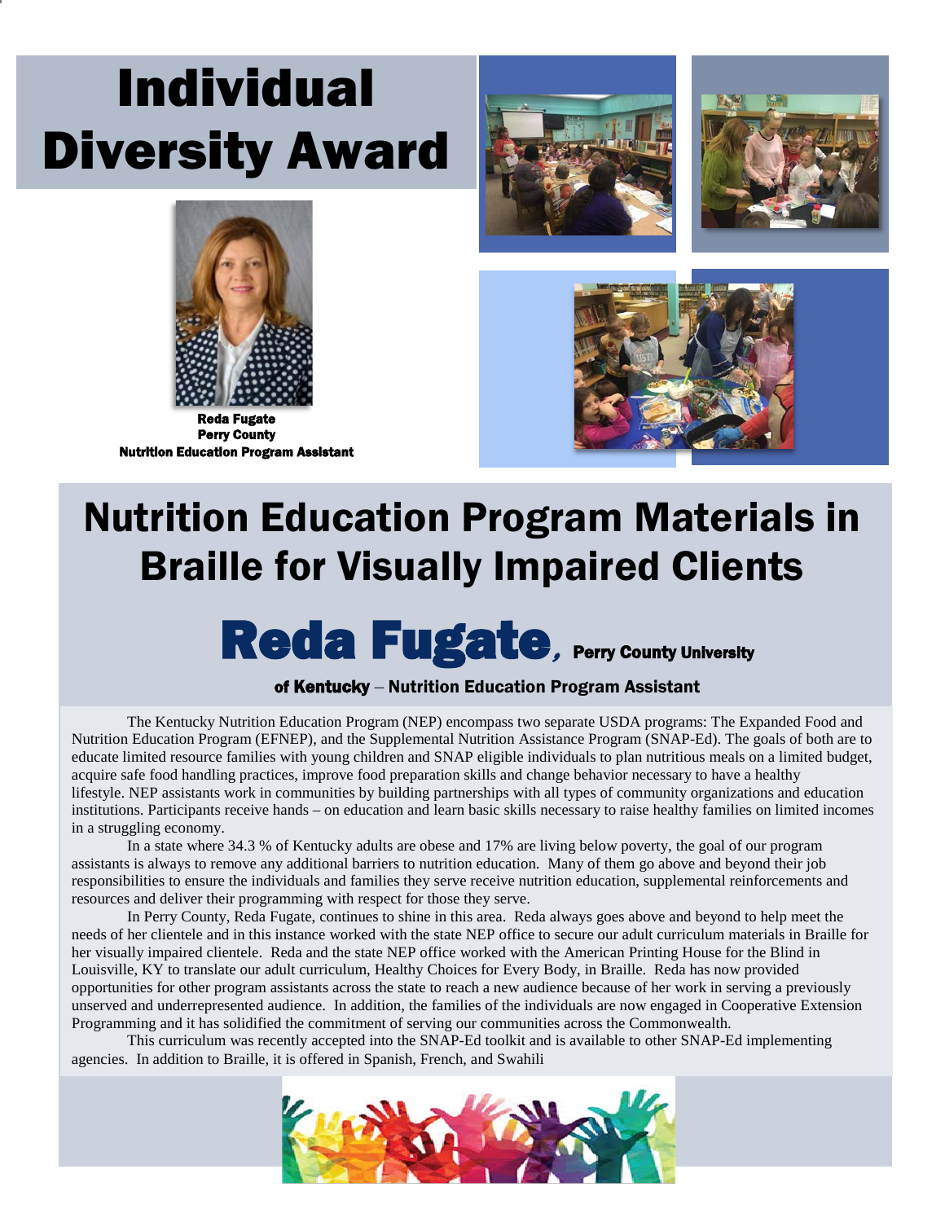# Individual Diversity Award

**Reda Fugate**
**Perry County**
**Nutrition Education Program Assistant**

## Nutrition Education Program Materials in Braille for Visually Impaired Clients

### Reda Fugate, Perry County University of Kentucky – Nutrition Education Program Assistant

The Kentucky Nutrition Education Program (NEP) encompass two separate USDA programs: The Expanded Food and Nutrition Education Program (EFNEP), and the Supplemental Nutrition Assistance Program (SNAP-Ed). The goals of both are to educate limited resource families with young children and SNAP eligible individuals to plan nutritious meals on a limited budget, acquire safe food handling practices, improve food preparation skills and change behavior necessary to have a healthy lifestyle. NEP assistants work in communities by building partnerships with all types of community organizations and education institutions. Participants receive hands – on education and learn basic skills necessary to raise healthy families on limited incomes in a struggling economy.

In a state where 34.3 % of Kentucky adults are obese and 17% are living below poverty, the goal of our program assistants is always to remove any additional barriers to nutrition education. Many of them go above and beyond their job responsibilities to ensure the individuals and families they serve receive nutrition education, supplemental reinforcements and resources and deliver their programming with respect for those they serve.

In Perry County, Reda Fugate, continues to shine in this area. Reda always goes above and beyond to help meet the needs of her clientele and in this instance worked with the state NEP office to secure our adult curriculum materials in Braille for her visually impaired clientele. Reda and the state NEP office worked with the American Printing House for the Blind in Louisville, KY to translate our adult curriculum, Healthy Choices for Every Body, in Braille. Reda has now provided opportunities for other program assistants across the state to reach a new audience because of her work in serving a previously unserved and underrepresented audience. In addition, the families of the individuals are now engaged in Cooperative Extension Programming and it has solidified the commitment of serving our communities across the Commonwealth.

This curriculum was recently accepted into the SNAP-Ed toolkit and is available to other SNAP-Ed implementing agencies. In addition to Braille, it is offered in Spanish, French, and Swahili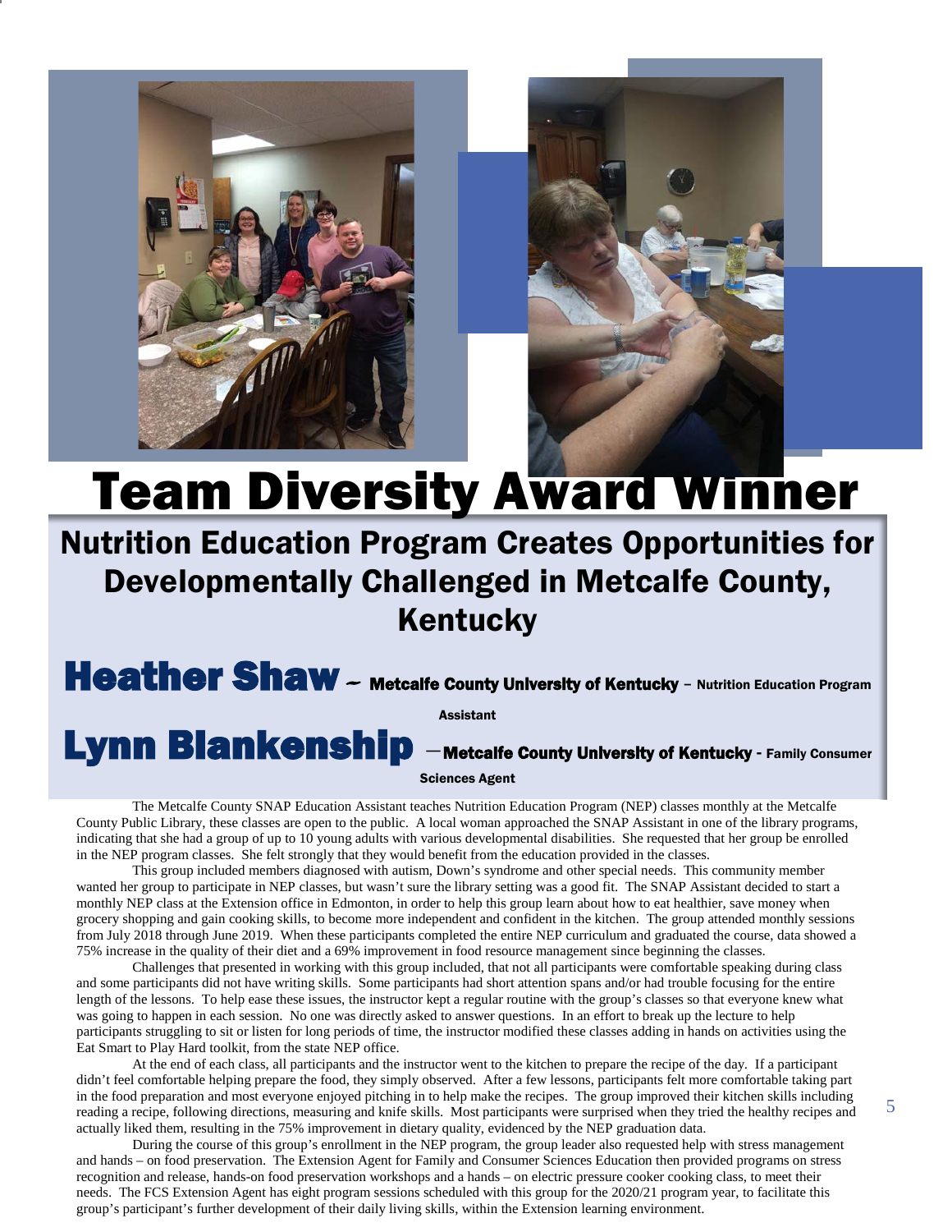# Team Diversity Award Winner

## Nutrition Education Program Creates Opportunities for Developmentally Challenged in Metcalfe County, Kentucky

**Heather Shaw** – **Metcalfe County University of Kentucky** – **Nutrition Education Program Assistant**

**Lynn Blankenship** –**Metcalfe County University of Kentucky** - **Family Consumer Sciences Agent**

The Metcalfe County SNAP Education Assistant teaches Nutrition Education Program (NEP) classes monthly at the Metcalfe County Public Library, these classes are open to the public. A local woman approached the SNAP Assistant in one of the library programs, indicating that she had a group of up to 10 young adults with various developmental disabilities. She requested that her group be enrolled in the NEP program classes. She felt strongly that they would benefit from the education provided in the classes.

This group included members diagnosed with autism, Down's syndrome and other special needs. This community member wanted her group to participate in NEP classes, but wasn't sure the library setting was a good fit. The SNAP Assistant decided to start a monthly NEP class at the Extension office in Edmonton, in order to help this group learn about how to eat healthier, save money when grocery shopping and gain cooking skills, to become more independent and confident in the kitchen. The group attended monthly sessions from July 2018 through June 2019. When these participants completed the entire NEP curriculum and graduated the course, data showed a 75% increase in the quality of their diet and a 69% improvement in food resource management since beginning the classes.

Challenges that presented in working with this group included, that not all participants were comfortable speaking during class and some participants did not have writing skills. Some participants had short attention spans and/or had trouble focusing for the entire length of the lessons. To help ease these issues, the instructor kept a regular routine with the group's classes so that everyone knew what was going to happen in each session. No one was directly asked to answer questions. In an effort to break up the lecture to help participants struggling to sit or listen for long periods of time, the instructor modified these classes adding in hands on activities using the Eat Smart to Play Hard toolkit, from the state NEP office.

At the end of each class, all participants and the instructor went to the kitchen to prepare the recipe of the day. If a participant didn't feel comfortable helping prepare the food, they simply observed. After a few lessons, participants felt more comfortable taking part in the food preparation and most everyone enjoyed pitching in to help make the recipes. The group improved their kitchen skills including reading a recipe, following directions, measuring and knife skills. Most participants were surprised when they tried the healthy recipes and actually liked them, resulting in the 75% improvement in dietary quality, evidenced by the NEP graduation data.

During the course of this group's enrollment in the NEP program, the group leader also requested help with stress management and hands – on food preservation. The Extension Agent for Family and Consumer Sciences Education then provided programs on stress recognition and release, hands-on food preservation workshops and a hands – on electric pressure cooker cooking class, to meet their needs. The FCS Extension Agent has eight program sessions scheduled with this group for the 2020/21 program year, to facilitate this group's participant's further development of their daily living skills, within the Extension learning environment.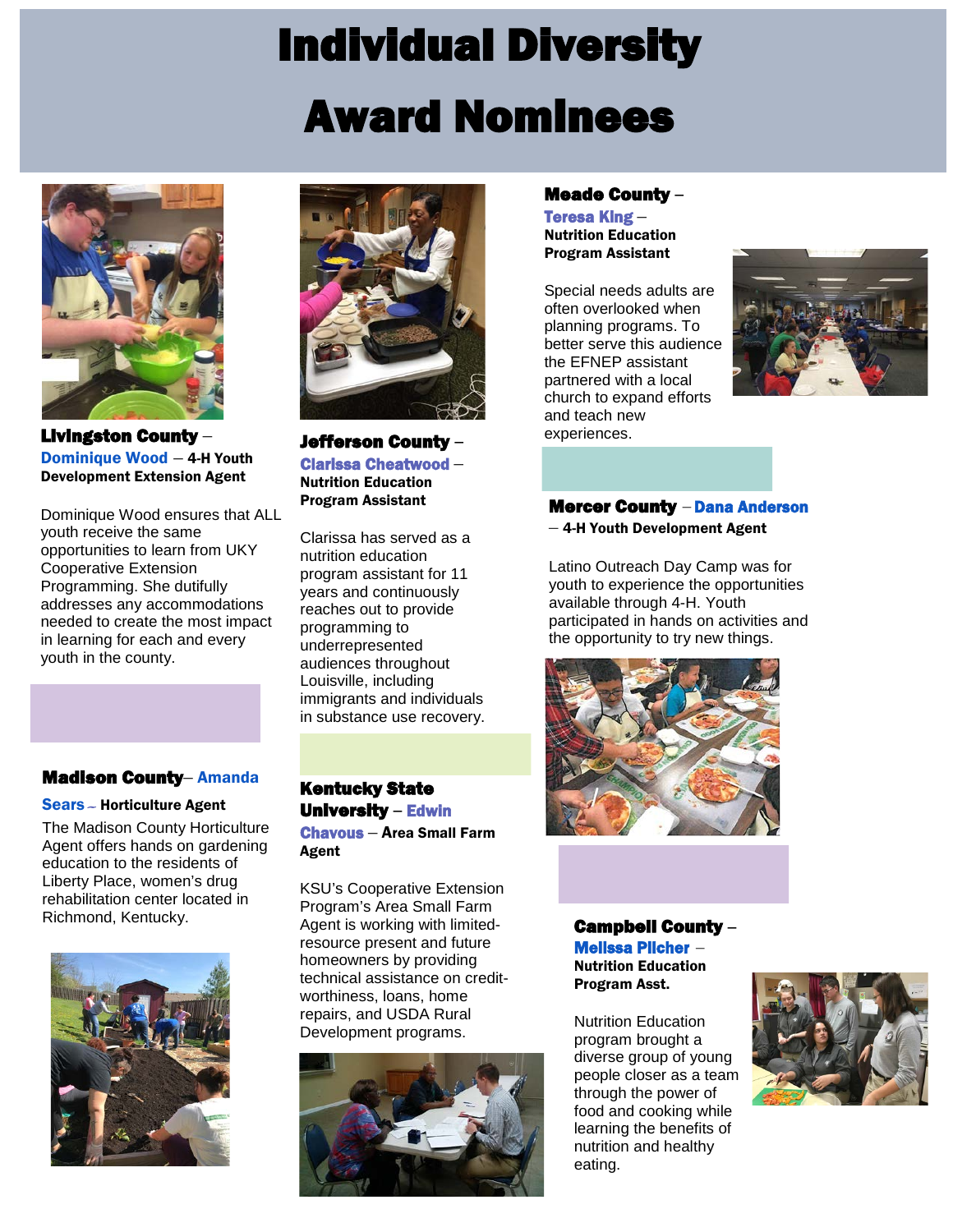# Individual Diversity Award Nominees

**Livingston County** – **Dominique Wood** – **4-H Youth Development Extension Agent**

Dominique Wood ensures that ALL youth receive the same opportunities to learn from UKY Cooperative Extension Programming. She dutifully addresses any accommodations needed to create the most impact in learning for each and every youth in the county.

**Madison County** – **Amanda Sears** – **Horticulture Agent**

The Madison County Horticulture Agent offers hands on gardening education to the residents of Liberty Place, women's drug rehabilitation center located in Richmond, Kentucky.

**Jefferson County** – **Clarissa Cheatwood** – **Nutrition Education Program Assistant**

Clarissa has served as a nutrition education program assistant for 11 years and continuously reaches out to provide programming to underrepresented audiences throughout Louisville, including immigrants and individuals in substance use recovery.

**Kentucky State University** – **Edwin Chavous** – **Area Small Farm Agent**

KSU's Cooperative Extension Program's Area Small Farm Agent is working with limited-resource present and future homeowners by providing technical assistance on credit-worthiness, loans, home repairs, and USDA Rural Development programs.

**Meade County** – **Teresa King** – **Nutrition Education Program Assistant**

Special needs adults are often overlooked when planning programs. To better serve this audience the EFNEP assistant partnered with a local church to expand efforts and teach new experiences.

**Mercer County** – **Dana Anderson** – **4-H Youth Development Agent**

Latino Outreach Day Camp was for youth to experience the opportunities available through 4-H. Youth participated in hands on activities and the opportunity to try new things.

**Campbell County** – **Melissa Pilcher** – **Nutrition Education Program Asst.**

Nutrition Education program brought a diverse group of young people closer as a team through the power of food and cooking while learning the benefits of nutrition and healthy eating.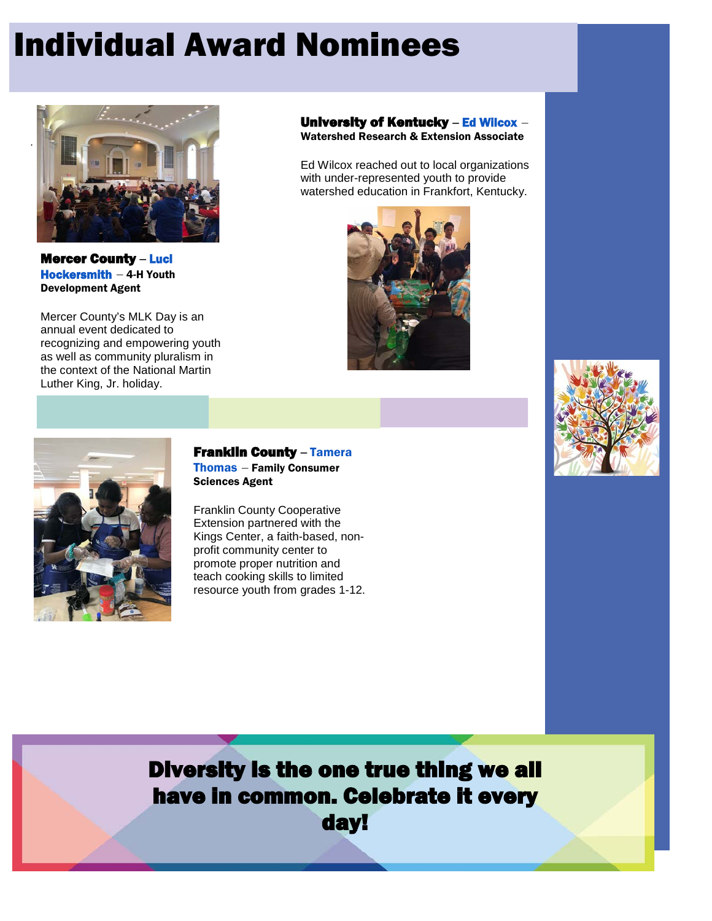# Individual Award Nominees

**Mercer County** – **Luci Hockersmith** – **4-H Youth Development Agent**

Mercer County's MLK Day is an annual event dedicated to recognizing and empowering youth as well as community pluralism in the context of the National Martin Luther King, Jr. holiday.

**University of Kentucky** – **Ed Wilcox** – **Watershed Research & Extension Associate**

Ed Wilcox reached out to local organizations with under-represented youth to provide watershed education in Frankfort, Kentucky.

**Franklin County** – **Tamera Thomas** – **Family Consumer Sciences Agent**

Franklin County Cooperative Extension partnered with the Kings Center, a faith-based, non-profit community center to promote proper nutrition and teach cooking skills to limited resource youth from grades 1-12.

**Diversity is the one true thing we all have in common. Celebrate it every day!**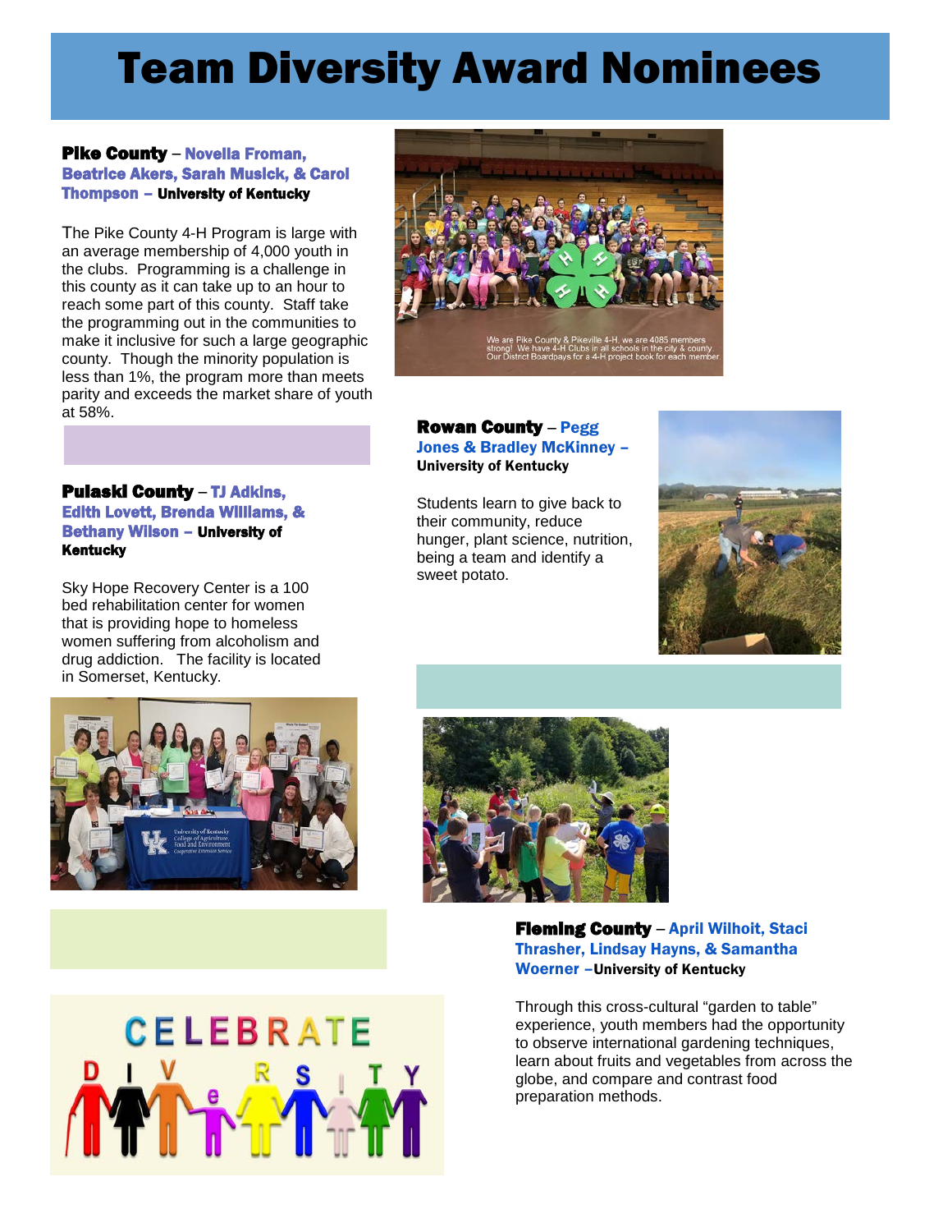# Team Diversity Award Nominees

**Pike County** – **Novella Froman, Beatrice Akers, Sarah Musick, & Carol Thompson** – **University of Kentucky**

The Pike County 4-H Program is large with an average membership of 4,000 youth in the clubs. Programming is a challenge in this county as it can take up to an hour to reach some part of this county. Staff take the programming out in the communities to make it inclusive for such a large geographic county. Though the minority population is less than 1%, the program more than meets parity and exceeds the market share of youth at 58%.

We are Pike County & Pikeville 4-H, we are 4085 members strong! We have 4-H Clubs in all schools in the city & county. Our District Boardpays for a 4-H project book for each member.

**Pulaski County** – **TJ Adkins, Edith Lovett, Brenda Williams, & Bethany Wilson** – **University of Kentucky**

Sky Hope Recovery Center is a 100 bed rehabilitation center for women that is providing hope to homeless women suffering from alcoholism and drug addiction. The facility is located in Somerset, Kentucky.

**Rowan County** – **Pegg Jones & Bradley McKinney** – **University of Kentucky**

Students learn to give back to their community, reduce hunger, plant science, nutrition, being a team and identify a sweet potato.

**Fleming County** – **April Wilhoit, Staci Thrasher, Lindsay Hayns, & Samantha Woerner** – **University of Kentucky**

Through this cross-cultural "garden to table" experience, youth members had the opportunity to observe international gardening techniques, learn about fruits and vegetables from across the globe, and compare and contrast food preparation methods.

CELEBRATE DIVERSITY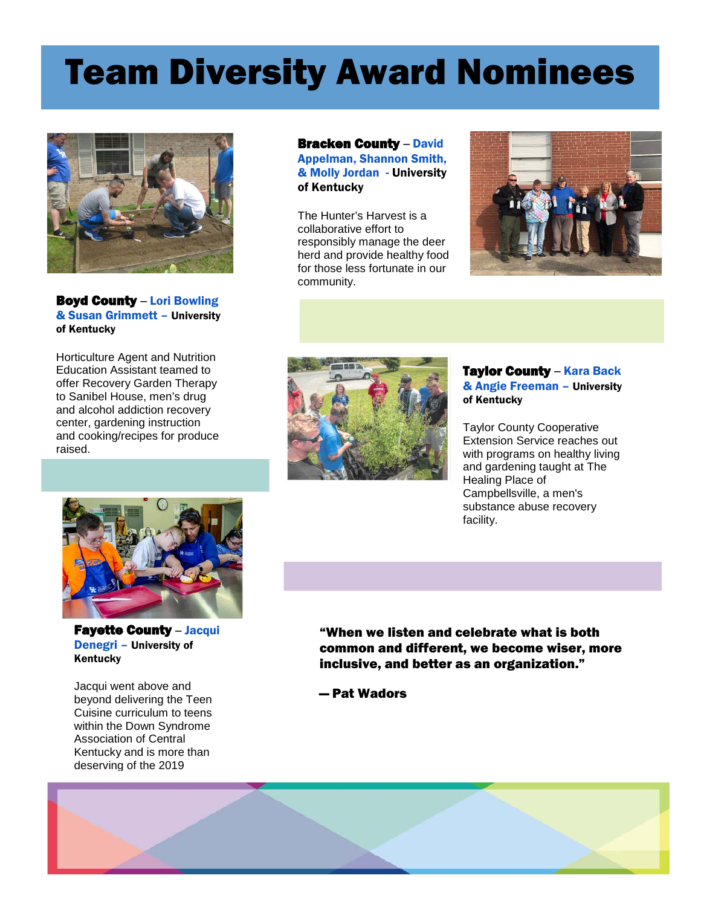# Team Diversity Award Nominees

**Bracken County** – **David Appelman, Shannon Smith, & Molly Jordan** - **University of Kentucky**

The Hunter's Harvest is a collaborative effort to responsibly manage the deer herd and provide healthy food for those less fortunate in our community.

**Boyd County** – **Lori Bowling & Susan Grimmett** – **University of Kentucky**

Horticulture Agent and Nutrition Education Assistant teamed to offer Recovery Garden Therapy to Sanibel House, men's drug and alcohol addiction recovery center, gardening instruction and cooking/recipes for produce raised.

**Taylor County** – **Kara Back & Angie Freeman** – **University of Kentucky**

Taylor County Cooperative Extension Service reaches out with programs on healthy living and gardening taught at The Healing Place of Campbellsville, a men's substance abuse recovery facility.

**Fayette County** – **Jacqui Denegri** – **University of Kentucky**

Jacqui went above and beyond delivering the Teen Cuisine curriculum to teens within the Down Syndrome Association of Central Kentucky and is more than deserving of the 2019

**"When we listen and celebrate what is both common and different, we become wiser, more inclusive, and better as an organization."**

**— Pat Wadors**